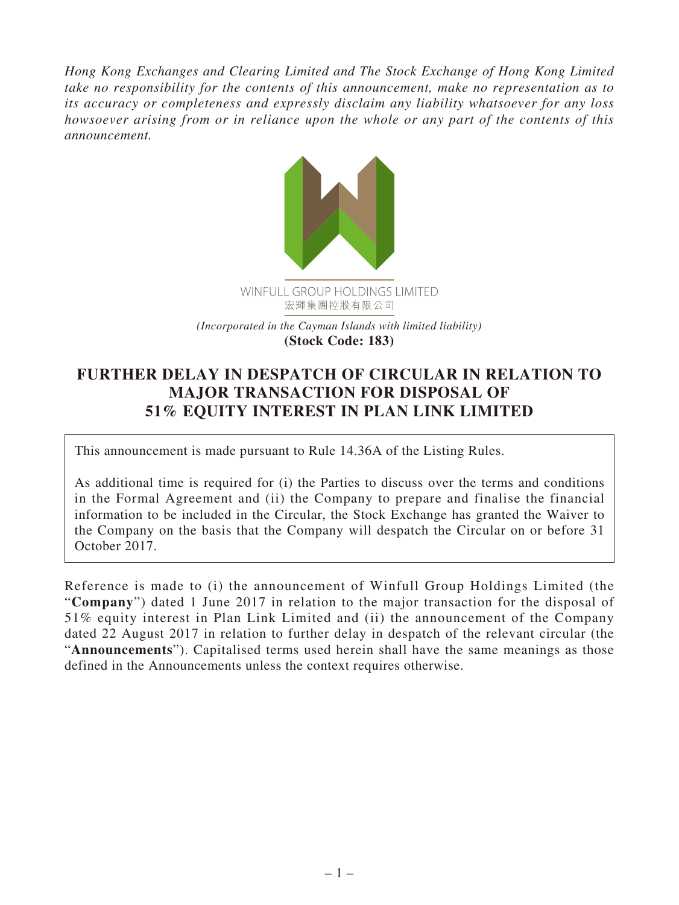*Hong Kong Exchanges and Clearing Limited and The Stock Exchange of Hong Kong Limited take no responsibility for the contents of this announcement, make no representation as to its accuracy or completeness and expressly disclaim any liability whatsoever for any loss howsoever arising from or in reliance upon the whole or any part of the contents of this announcement.*

WINFULL GROUP HOLDINGS LIMITED
宏輝集團控股有限公司

*(Incorporated in the Cayman Islands with limited liability)*
**(Stock Code: 183)**

# FURTHER DELAY IN DESPATCH OF CIRCULAR IN RELATION TO MAJOR TRANSACTION FOR DISPOSAL OF 51% EQUITY INTEREST IN PLAN LINK LIMITED

This announcement is made pursuant to Rule 14.36A of the Listing Rules.

As additional time is required for (i) the Parties to discuss over the terms and conditions in the Formal Agreement and (ii) the Company to prepare and finalise the financial information to be included in the Circular, the Stock Exchange has granted the Waiver to the Company on the basis that the Company will despatch the Circular on or before 31 October 2017.

Reference is made to (i) the announcement of Winfull Group Holdings Limited (the "**Company**") dated 1 June 2017 in relation to the major transaction for the disposal of 51% equity interest in Plan Link Limited and (ii) the announcement of the Company dated 22 August 2017 in relation to further delay in despatch of the relevant circular (the "**Announcements**"). Capitalised terms used herein shall have the same meanings as those defined in the Announcements unless the context requires otherwise.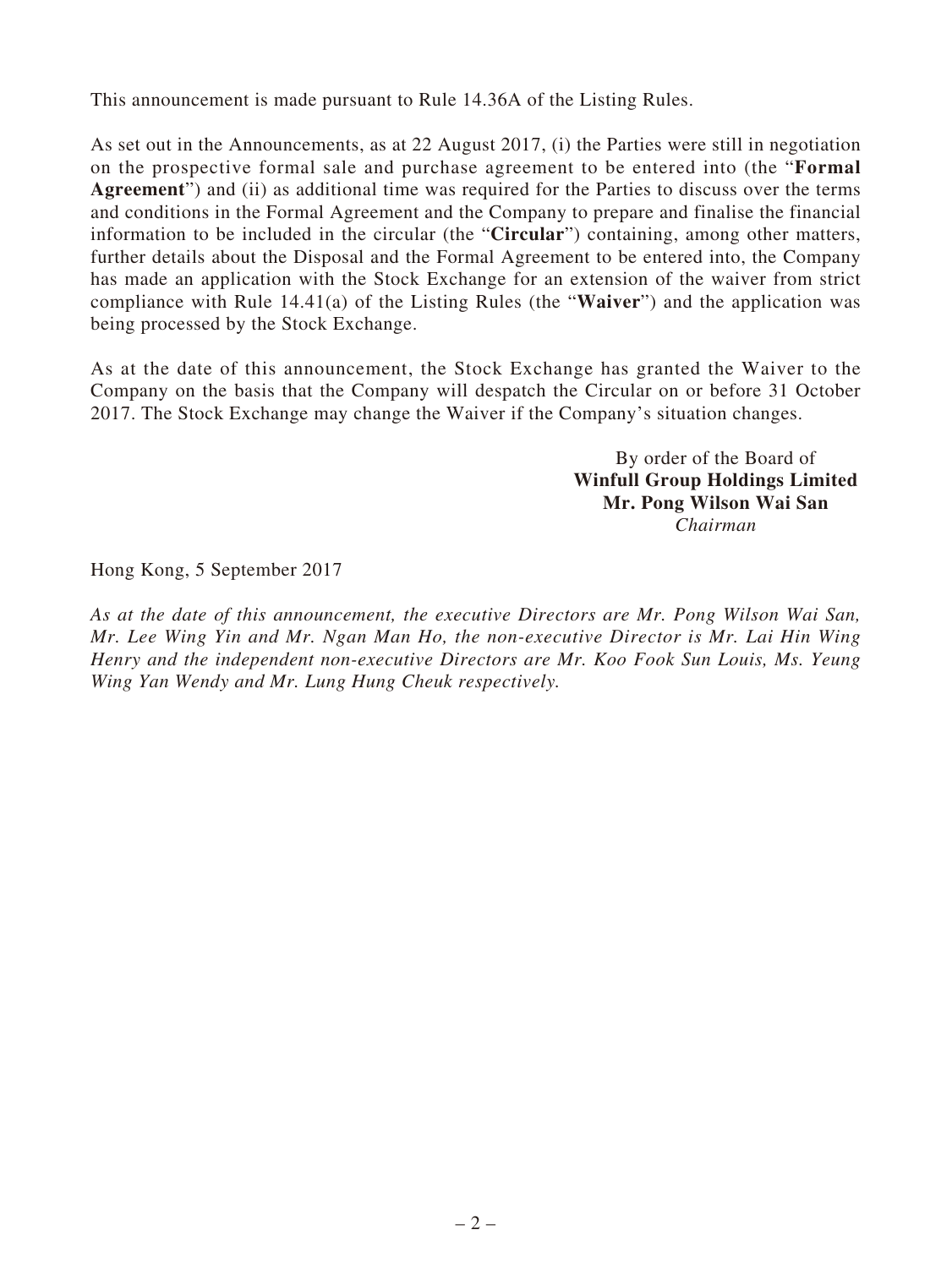This announcement is made pursuant to Rule 14.36A of the Listing Rules.

As set out in the Announcements, as at 22 August 2017, (i) the Parties were still in negotiation on the prospective formal sale and purchase agreement to be entered into (the "**Formal Agreement**") and (ii) as additional time was required for the Parties to discuss over the terms and conditions in the Formal Agreement and the Company to prepare and finalise the financial information to be included in the circular (the "**Circular**") containing, among other matters, further details about the Disposal and the Formal Agreement to be entered into, the Company has made an application with the Stock Exchange for an extension of the waiver from strict compliance with Rule 14.41(a) of the Listing Rules (the "**Waiver**") and the application was being processed by the Stock Exchange.

As at the date of this announcement, the Stock Exchange has granted the Waiver to the Company on the basis that the Company will despatch the Circular on or before 31 October 2017. The Stock Exchange may change the Waiver if the Company's situation changes.

By order of the Board of
**Winfull Group Holdings Limited**
**Mr. Pong Wilson Wai San**
*Chairman*

Hong Kong, 5 September 2017

*As at the date of this announcement, the executive Directors are Mr. Pong Wilson Wai San, Mr. Lee Wing Yin and Mr. Ngan Man Ho, the non-executive Director is Mr. Lai Hin Wing Henry and the independent non-executive Directors are Mr. Koo Fook Sun Louis, Ms. Yeung Wing Yan Wendy and Mr. Lung Hung Cheuk respectively.*